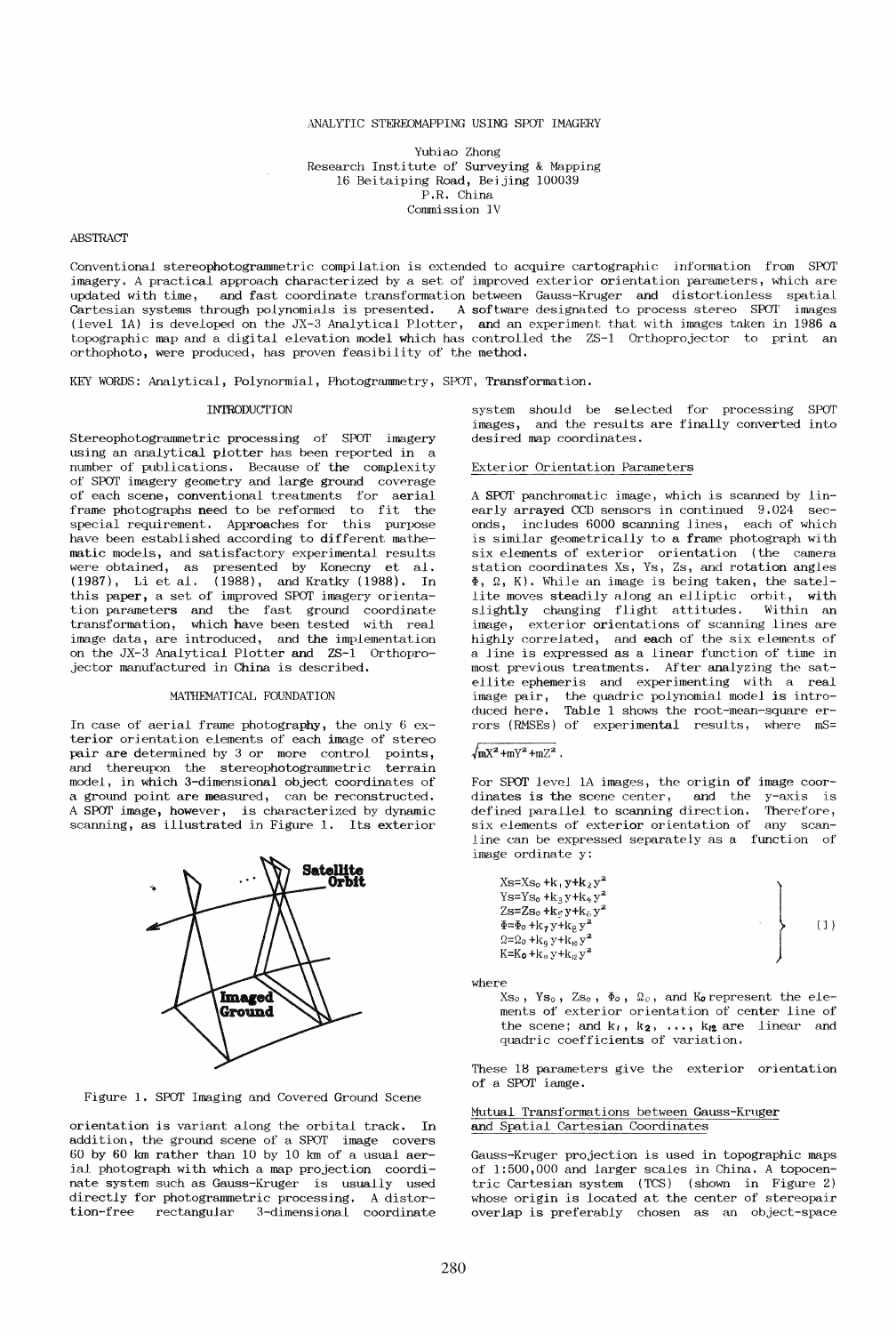# ANALYTIC STEREOMAPPING USING SPOT IMAGERY

Yubiao Zhong
Research Institute of Surveying & Mapping
16 Beitaiping Road, Beijing 100039
P.R. China
Commission IV

## ABSTRACT

Conventional stereophotogrammetric compilation is extended to acquire cartographic information from SPOT imagery. A practical approach characterized by a set of improved exterior orientation parameters, which are updated with time, and fast coordinate transformation between Gauss-Kruger and distortionless spatial Cartesian systems through polynomials is presented. A software designated to process stereo SPOT images (level 1A) is developed on the JX-3 Analytical Plotter, and an experiment that with images taken in 1986 a topographic map and a digital elevation model which has controlled the ZS-1 Orthoprojector to print an orthophoto, were produced, has proven feasibility of the method.

KEY WORDS: Analytical, Polynormial, Photogrammetry, SPOT, Transformation.

## INTRODUCTION

Stereophotogrammetric processing of SPOT imagery using an analytical plotter has been reported in a number of publications. Because of the complexity of SPOT imagery geometry and large ground coverage of each scene, conventional treatments for aerial frame photographs need to be reformed to fit the special requirement. Approaches for this purpose have been established according to different mathematic models, and satisfactory experimental results were obtained, as presented by Konecny et al. (1987), Li et al. (1988), and Kratky (1988). In this paper, a set of improved SPOT imagery orientation parameters and the fast ground coordinate transformation, which have been tested with real image data, are introduced, and the implementation on the JX-3 Analytical Plotter and ZS-1 Orthoprojector manufactured in China is described.

## MATHEMATICAL FOUNDATION

In case of aerial frame photography, the only 6 exterior orientation elements of each image of stereo pair are determined by 3 or more control points, and thereupon the stereophotogrammetric terrain model, in which 3-dimensional object coordinates of a ground point are measured, can be reconstructed. A SPOT image, however, is characterized by dynamic scanning, as illustrated in Figure 1. Its exterior

Figure 1. SPOT Imaging and Covered Ground Scene

orientation is variant along the orbital track. In addition, the ground scene of a SPOT image covers 60 by 60 km rather than 10 by 10 km of a usual aerial photograph with which a map projection coordinate system such as Gauss-Kruger is usually used directly for photogrammetric processing. A distortion-free rectangular 3-dimensional coordinate system should be selected for processing SPOT images, and the results are finally converted into desired map coordinates.

### Exterior Orientation Parameters

A SPOT panchromatic image, which is scanned by linearly arrayed CCD sensors in continued 9.024 seconds, includes 6000 scanning lines, each of which is similar geometrically to a frame photograph with six elements of exterior orientation (the camera station coordinates Xs, Ys, Zs, and rotation angles $\Phi$, $\Omega$, K). While an image is being taken, the satellite moves steadily along an elliptic orbit, with slightly changing flight attitudes. Within an image, exterior orientations of scanning lines are highly correlated, and each of the six elements of a line is expressed as a linear function of time in most previous treatments. After analyzing the satellite ephemeris and experimenting with a real image pair, the quadric polynomial model is introduced here. Table 1 shows the root-mean-square errors (RMSEs) of experimental results, where $mS=\sqrt{mX^2+mY^2+mZ^2}$.

For SPOT level 1A images, the origin of image coordinates is the scene center, and the y-axis is defined parallel to scanning direction. Therefore, six elements of exterior orientation of any scanline can be expressed separately as a function of image ordinate y:

$$
\left.
\begin{aligned}
Xs &= Xs_0 + k_1 y + k_2 y^2 \\
Ys &= Ys_0 + k_3 y + k_4 y^2 \\
Zs &= Zs_0 + k_5 y + k_6 y^2 \\
\Phi &= \Phi_0 + k_7 y + k_8 y^2 \\
\Omega &= \Omega_0 + k_9 y + k_{10} y^2 \\
K &= K_0 + k_{11} y + k_{12} y^2
\end{aligned}
\right\} \quad (1)
$$

where

$Xs_0$, $Ys_0$, $Zs_0$, $\Phi_0$, $\Omega_0$, and $K_0$ represent the elements of exterior orientation of center line of the scene; and $k_1$, $k_2$, ..., $k_{12}$ are linear and quadric coefficients of variation.

These 18 parameters give the exterior orientation of a SPOT iamge.

### Mutual Transformations between Gauss-Kruger and Spatial Cartesian Coordinates

Gauss-Kruger projection is used in topographic maps of 1:500,000 and larger scales in China. A topocentric Cartesian system (TCS) (shown in Figure 2) whose origin is located at the center of stereopair overlap is preferably chosen as an object-space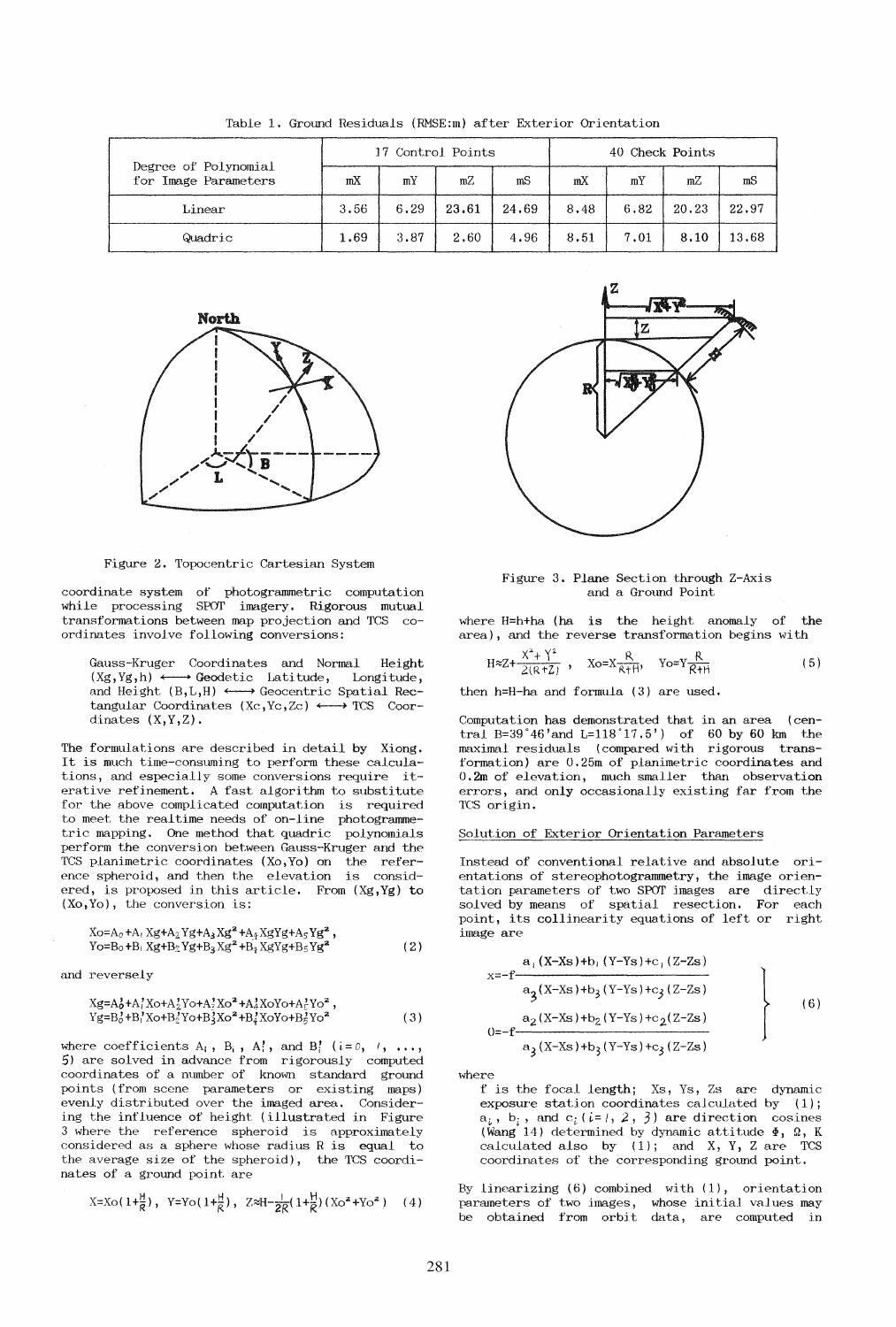Table 1. Ground Residuals (RMSE:m) after Exterior Orientation

| Degree of Polynomial for Image Parameters | 17 Control Points | | | | 40 Check Points | | | |
|---|---|---|---|---|---|---|---|---|
| | mX | mY | mZ | mS | mX | mY | mZ | mS |
| Linear | 3.56 | 6.29 | 23.61 | 24.69 | 8.48 | 6.82 | 20.23 | 22.97 |
| Quadric | 1.69 | 3.87 | 2.60 | 4.96 | 8.51 | 7.01 | 8.10 | 13.68 |

Figure 2. Topocentric Cartesian System

Figure 3. Plane Section through Z-Axis and a Ground Point

coordinate system of photogrammetric computation while processing SPOT imagery. Rigorous mutual transformations between map projection and TCS coordinates involve following conversions:

> Gauss-Kruger Coordinates and Normal Height $(Xg, Yg, h) \longleftrightarrow$ Geodetic Latitude, Longitude, and Height $(B, L, H) \longleftrightarrow$ Geocentric Spatial Rectangular Coordinates $(Xc, Yc, Zc) \longleftrightarrow$ TCS Coordinates $(X, Y, Z)$.

The formulations are described in detail by Xiong. It is much time-consuming to perform these calculations, and especially some conversions require iterative refinement. A fast algorithm to substitute for the above complicated computation is required to meet the realtime needs of on-line photogrammetric mapping. One method that quadric polynomials perform the conversion between Gauss-Kruger and the TCS planimetric coordinates $(Xo, Yo)$ on the reference spheroid, and then the elevation is considered, is proposed in this article. From $(Xg, Yg)$ to $(Xo, Yo)$, the conversion is:

$$
\begin{aligned}
Xo &= A_0 + A_1 Xg + A_2 Yg + A_3 Xg^2 + A_4 XgYg + A_5 Yg^2, \\
Yo &= B_0 + B_1 Xg + B_2 Yg + B_3 Xg^2 + B_4 XgYg + B_5 Yg^2
\end{aligned} \tag{2}
$$

and reversely

$$
\begin{aligned}
Xg &= A_0' + A_1' Xo + A_2' Yo + A_3' Xo^2 + A_4' XoYo + A_5' Yo^2, \\
Yg &= B_0' + B_1' Xo + B_2' Yo + B_3' Xo^2 + B_4' XoYo + B_5' Yo^2
\end{aligned} \tag{3}
$$

where coefficients $A_i$, $B_i$, $A_i'$, and $B_i'$ $(i=0, 1, \ldots, 5)$ are solved in advance from rigorously computed coordinates of a number of known standard ground points (from scene parameters or existing maps) evenly distributed over the imaged area. Considering the influence of height (illustrated in Figure 3 where the reference spheroid is approximately considered as a sphere whose radius R is equal to the average size of the spheroid), the TCS coordinates of a ground point are

$$
X = Xo\left(1+\frac{H}{R}\right), \quad Y = Yo\left(1+\frac{H}{R}\right), \quad Z \approx H - \frac{1}{2R}\left(1+\frac{H}{R}\right)(Xo^2+Yo^2) \tag{4}
$$

where $H=h+ha$ ($ha$ is the height anomaly of the area), and the reverse transformation begins with

$$
H \approx Z + \frac{X^2+Y^2}{2(R+Z)}, \quad Xo = X\frac{R}{R+H}, \quad Yo = Y\frac{R}{R+H} \tag{5}
$$

then $h=H-ha$ and formula (3) are used.

Computation has demonstrated that in an area (central $B=39°46'$ and $L=118°17.5'$) of 60 by 60 km the maximal residuals (compared with rigorous transformation) are 0.25m of planimetric coordinates and 0.2m of elevation, much smaller than observation errors, and only occasionally existing far from the TCS origin.

## Solution of Exterior Orientation Parameters

Instead of conventional relative and absolute orientations of stereophotogrammetry, the image orientation parameters of two SPOT images are directly solved by means of spatial resection. For each point, its collinearity equations of left or right image are

$$
\left.
\begin{aligned}
x &= -f\frac{a_1(X-Xs)+b_1(Y-Ys)+c_1(Z-Zs)}{a_3(X-Xs)+b_3(Y-Ys)+c_3(Z-Zs)} \\
0 &= -f\frac{a_2(X-Xs)+b_2(Y-Ys)+c_2(Z-Zs)}{a_3(X-Xs)+b_3(Y-Ys)+c_3(Z-Zs)}
\end{aligned}
\right\} \tag{6}
$$

where

$f$ is the focal length; $Xs$, $Ys$, $Zs$ are dynamic exposure station coordinates calculated by (1); $a_i$, $b_i$, and $c_i$ $(i=1, 2, 3)$ are direction cosines (Wang 14) determined by dynamic attitude $\Phi$, $\Omega$, $K$ calculated also by (1); and $X$, $Y$, $Z$ are TCS coordinates of the corresponding ground point.

By linearizing (6) combined with (1), orientation parameters of two images, whose initial values may be obtained from orbit data, are computed in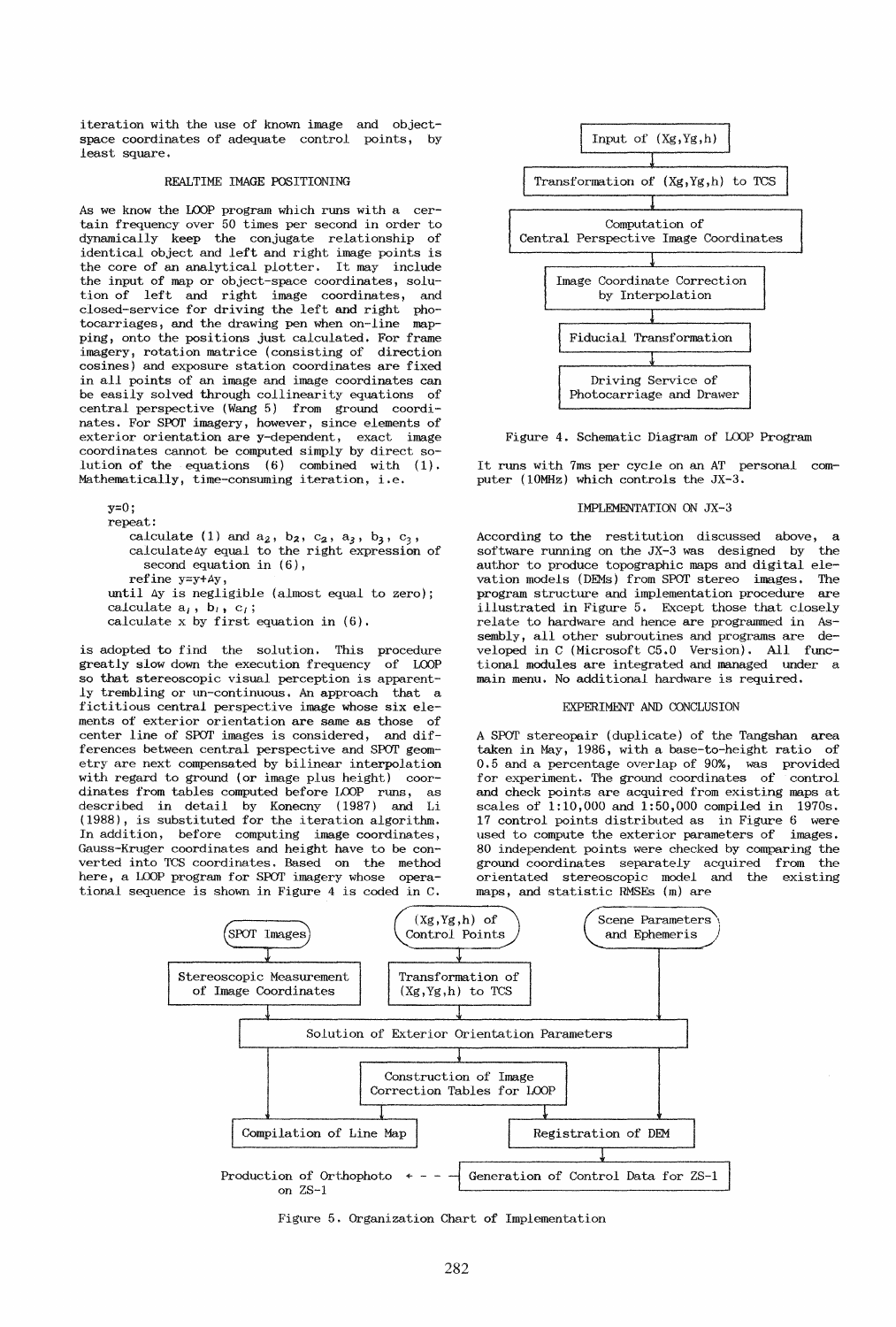iteration with the use of known image and object-space coordinates of adequate control points, by least square.

## REALTIME IMAGE POSITIONING

As we know the LOOP program which runs with a certain frequency over 50 times per second in order to dynamically keep the conjugate relationship of identical object and left and right image points is the core of an analytical plotter. It may include the input of map or object-space coordinates, solution of left and right image coordinates, and closed-service for driving the left and right photocarriages, and the drawing pen when on-line mapping, onto the positions just calculated. For frame imagery, rotation matrice (consisting of direction cosines) and exposure station coordinates are fixed in all points of an image and image coordinates can be easily solved through collinearity equations of central perspective (Wang 5) from ground coordinates. For SPOT imagery, however, since elements of exterior orientation are y-dependent, exact image coordinates cannot be computed simply by direct solution of the equations (6) combined with (1). Mathematically, time-consuming iteration, i.e.

```
y=0;
repeat:
   calculate (1) and a2, b2, c2, a3, b3, c3,
   calculateΔy equal to the right expression of
      second equation in (6),
   refine y=y+Δy,
until Δy is negligible (almost equal to zero);
calculate a1, b1, c1;
calculate x by first equation in (6).
```

is adopted to find the solution. This procedure greatly slow down the execution frequency of LOOP so that stereoscopic visual perception is apparently trembling or un-continuous. An approach that a fictitious central perspective image whose six elements of exterior orientation are same as those of center line of SPOT images is considered, and differences between central perspective and SPOT geometry are next compensated by bilinear interpolation with regard to ground (or image plus height) coordinates from tables computed before LOOP runs, as described in detail by Konecny (1987) and Li (1988), is substituted for the iteration algorithm. In addition, before computing image coordinates, Gauss-Kruger coordinates and height have to be converted into TCS coordinates. Based on the method here, a LOOP program for SPOT imagery whose operational sequence is shown in Figure 4 is coded in C.

Input of (Xg,Yg,h) → Transformation of (Xg,Yg,h) to TCS → Computation of Central Perspective Image Coordinates → Image Coordinate Correction by Interpolation → Fiducial Transformation → Driving Service of Photocarriage and Drawer

Figure 4. Schematic Diagram of LOOP Program

It runs with 7ms per cycle on an AT personal computer (10MHz) which controls the JX-3.

## IMPLEMENTATION ON JX-3

According to the restitution discussed above, a software running on the JX-3 was designed by the author to produce topographic maps and digital elevation models (DEMs) from SPOT stereo images. The program structure and implementation procedure are illustrated in Figure 5. Except those that closely relate to hardware and hence are programmed in Assembly, all other subroutines and programs are developed in C (Microsoft C5.0 Version). All functional modules are integrated and managed under a main menu. No additional hardware is required.

## EXPERIMENT AND CONCLUSION

A SPOT stereopair (duplicate) of the Tangshan area taken in May, 1986, with a base-to-height ratio of 0.5 and a percentage overlap of 90%, was provided for experiment. The ground coordinates of control and check points are acquired from existing maps at scales of 1:10,000 and 1:50,000 compiled in 1970s. 17 control points distributed as in Figure 6 were used to compute the exterior parameters of images. 80 independent points were checked by comparing the ground coordinates separately acquired from the orientated stereoscopic model and the existing maps, and statistic RMSEs (m) are

SPOT Images → Stereoscopic Measurement of Image Coordinates
(Xg,Yg,h) of Control Points → Transformation of (Xg,Yg,h) to TCS
Scene Parameters and Ephemeris
→ Solution of Exterior Orientation Parameters → Construction of Image Correction Tables for LOOP
→ Compilation of Line Map
→ Registration of DEM → Generation of Control Data for ZS-1 - - → Production of Orthophoto on ZS-1

Figure 5. Organization Chart of Implementation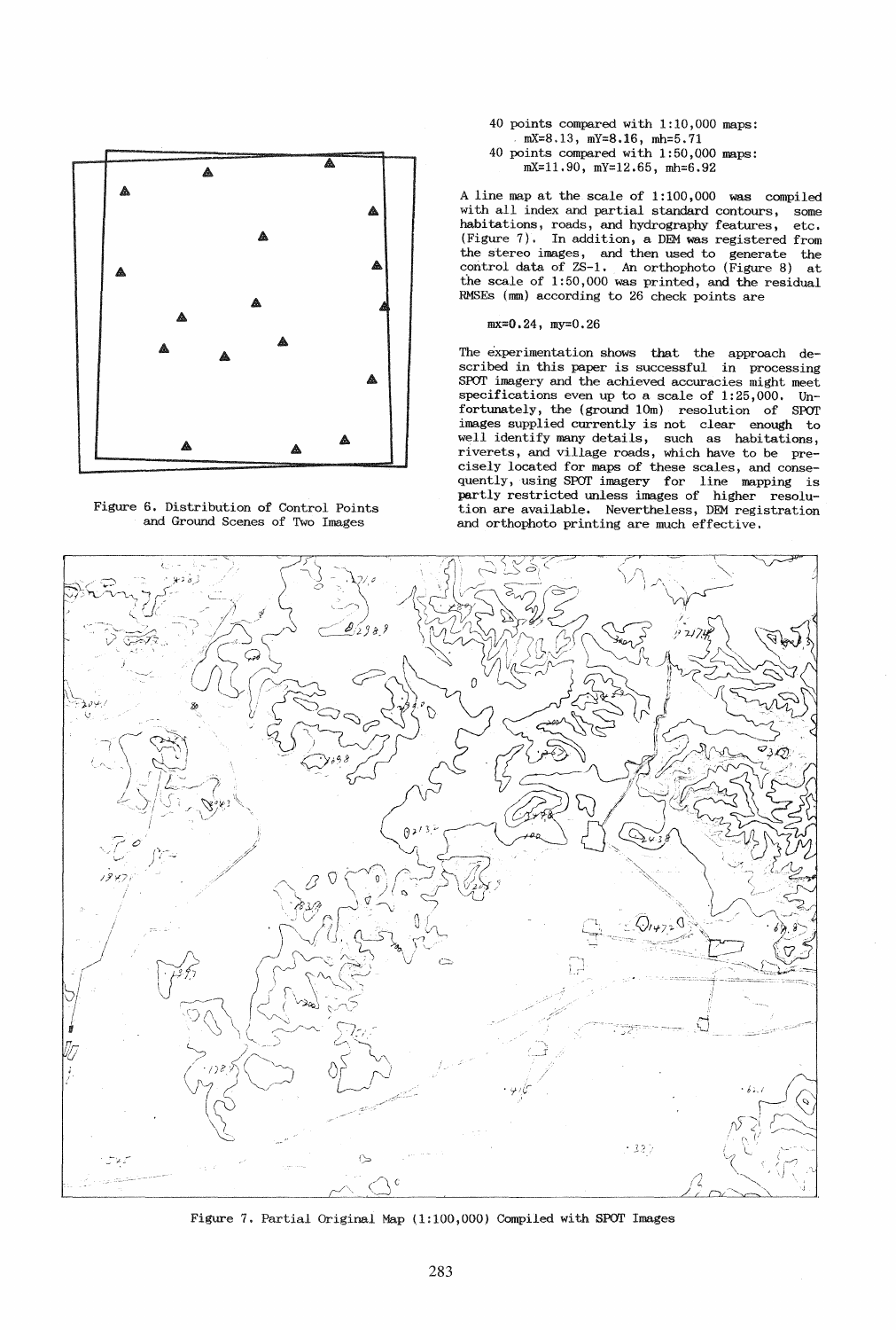Figure 6. Distribution of Control Points and Ground Scenes of Two Images

40 points compared with 1:10,000 maps:
$mX=8.13$, $mY=8.16$, $mh=5.71$

40 points compared with 1:50,000 maps:
$mX=11.90$, $mY=12.65$, $mh=6.92$

A line map at the scale of 1:100,000 was compiled with all index and partial standard contours, some habitations, roads, and hydrography features, etc. (Figure 7). In addition, a DEM was registered from the stereo images, and then used to generate the control data of ZS-1. An orthophoto (Figure 8) at the scale of 1:50,000 was printed, and the residual RMSEs (mm) according to 26 check points are

$$mx=0.24, \quad my=0.26$$

The experimentation shows that the approach described in this paper is successful in processing SPOT imagery and the achieved accuracies might meet specifications even up to a scale of 1:25,000. Unfortunately, the (ground 10m) resolution of SPOT images supplied currently is not clear enough to well identify many details, such as habitations, riverets, and village roads, which have to be precisely located for maps of these scales, and consequently, using SPOT imagery for line mapping is partly restricted unless images of higher resolution are available. Nevertheless, DEM registration and orthophoto printing are much effective.

Figure 7. Partial Original Map (1:100,000) Compiled with SPOT Images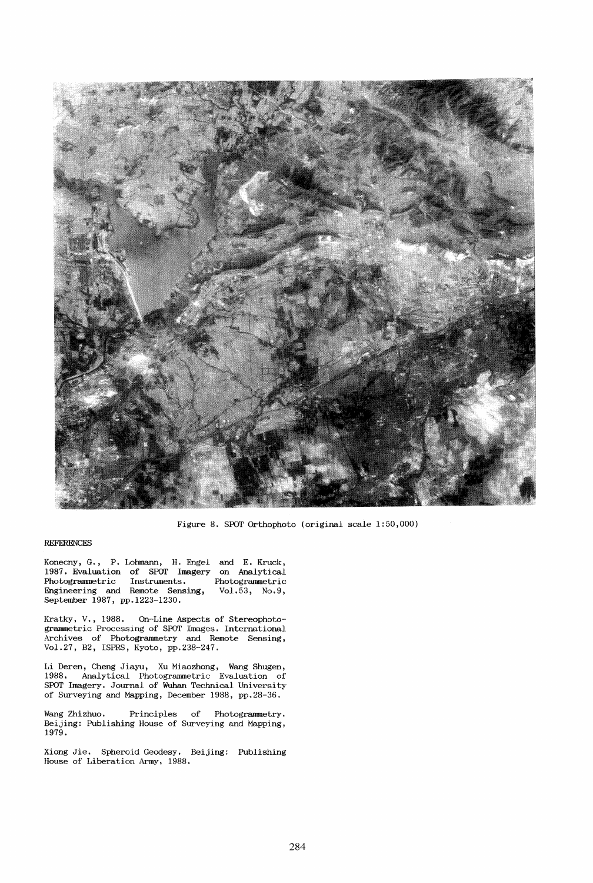Figure 8. SPOT Orthophoto (original scale 1:50,000)

## REFERENCES

Konecny, G., P. Lohmann, H. Engel and E. Kruck, 1987. Evaluation of SPOT Imagery on Analytical Photogrammetric Instruments. Photogrammetric Engineering and Remote Sensing, Vol.53, No.9, September 1987, pp.1223-1230.

Kratky, V., 1988. On-Line Aspects of Stereophotogrammetric Processing of SPOT Images. International Archives of Photogrammetry and Remote Sensing, Vol.27, B2, ISPRS, Kyoto, pp.238-247.

Li Deren, Cheng Jiayu, Xu Miaozhong, Wang Shugen, 1988. Analytical Photogrammetric Evaluation of SPOT Imagery. Journal of Wuhan Technical University of Surveying and Mapping, December 1988, pp.28-36.

Wang Zhizhuo. Principles of Photogrammetry. Beijing: Publishing House of Surveying and Mapping, 1979.

Xiong Jie. Spheroid Geodesy. Beijing: Publishing House of Liberation Army, 1988.